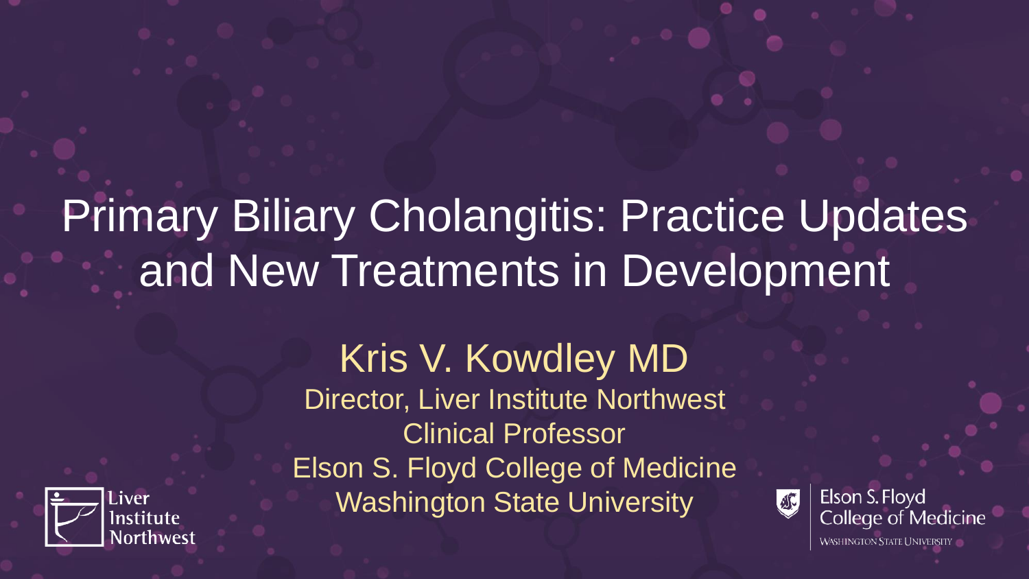# Primary Biliary Cholangitis: Practice Updates and New Treatments in Development

## Kris V. Kowdley MD

Director, Liver Institute Northwest

Clinical Professor

Elson S. Floyd College of Medicine

Washington State University

Liver Institute Northwest

Elson S. Floyd College of Medicine

WASHINGTON STATE UNIVERSITY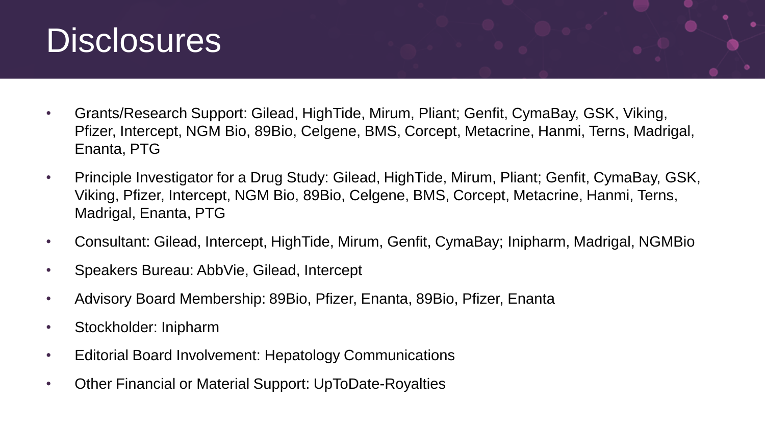# Disclosures

- Grants/Research Support: Gilead, HighTide, Mirum, Pliant; Genfit, CymaBay, GSK, Viking, Pfizer, Intercept, NGM Bio, 89Bio, Celgene, BMS, Corcept, Metacrine, Hanmi, Terns, Madrigal, Enanta, PTG
- Principle Investigator for a Drug Study: Gilead, HighTide, Mirum, Pliant; Genfit, CymaBay, GSK, Viking, Pfizer, Intercept, NGM Bio, 89Bio, Celgene, BMS, Corcept, Metacrine, Hanmi, Terns, Madrigal, Enanta, PTG
- Consultant: Gilead, Intercept, HighTide, Mirum, Genfit, CymaBay; Inipharm, Madrigal, NGMBio
- Speakers Bureau: AbbVie, Gilead, Intercept
- Advisory Board Membership: 89Bio, Pfizer, Enanta, 89Bio, Pfizer, Enanta
- Stockholder: Inipharm
- Editorial Board Involvement: Hepatology Communications
- Other Financial or Material Support: UpToDate-Royalties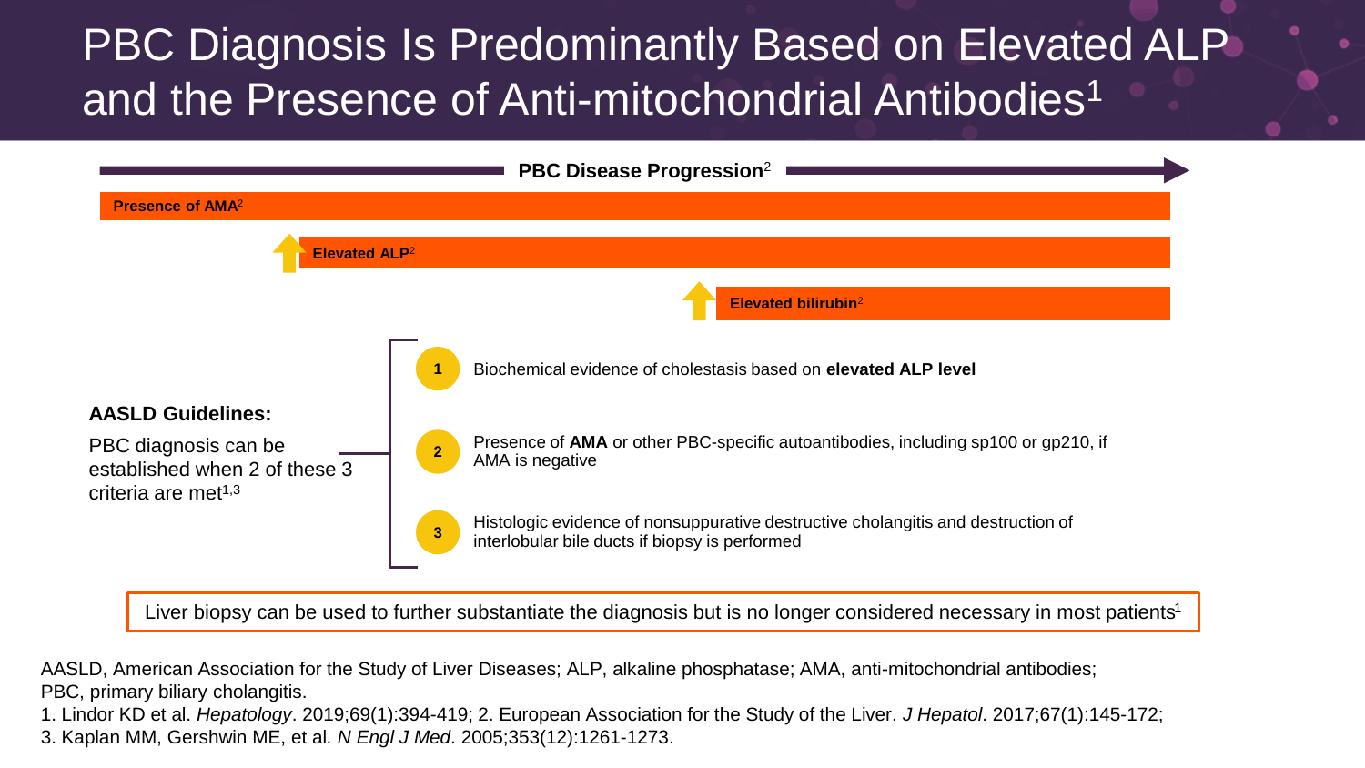# PBC Diagnosis Is Predominantly Based on Elevated ALP and the Presence of Anti-mitochondrial Antibodies[1]

**PBC Disease Progression**[2]

**Presence of AMA**[2]

**Elevated ALP**[2]

**Elevated bilirubin**[2]

**AASLD Guidelines:**

PBC diagnosis can be established when 2 of these 3 criteria are met[1,3]

1. Biochemical evidence of cholestasis based on **elevated ALP level**
2. Presence of **AMA** or other PBC-specific autoantibodies, including sp100 or gp210, if AMA is negative
3. Histologic evidence of nonsuppurative destructive cholangitis and destruction of interlobular bile ducts if biopsy is performed

Liver biopsy can be used to further substantiate the diagnosis but is no longer considered necessary in most patients[1]

AASLD, American Association for the Study of Liver Diseases; ALP, alkaline phosphatase; AMA, anti-mitochondrial antibodies; PBC, primary biliary cholangitis.

1. Lindor KD et al. *Hepatology*. 2019;69(1):394-419; 2. European Association for the Study of the Liver. *J Hepatol*. 2017;67(1):145-172; 3. Kaplan MM, Gershwin ME, et al. *N Engl J Med*. 2005;353(12):1261-1273.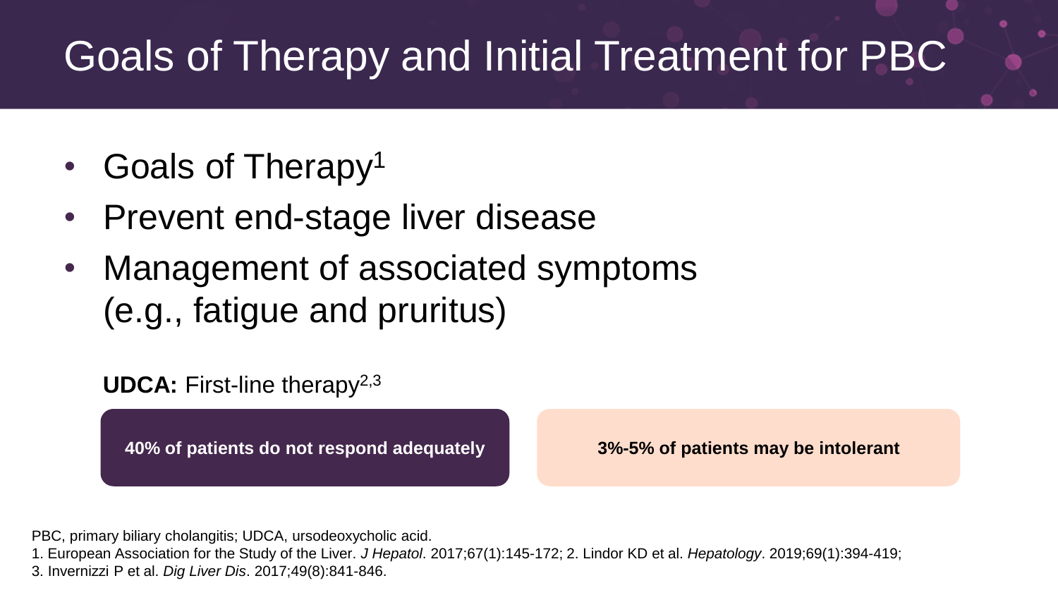# Goals of Therapy and Initial Treatment for PBC

- Goals of Therapy[1]
- Prevent end-stage liver disease
- Management of associated symptoms (e.g., fatigue and pruritus)

**UDCA:** First-line therapy[2,3]

**40% of patients do not respond adequately**

**3%-5% of patients may be intolerant**

PBC, primary biliary cholangitis; UDCA, ursodeoxycholic acid.

1. European Association for the Study of the Liver. *J Hepatol*. 2017;67(1):145-172; 2. Lindor KD et al. *Hepatology*. 2019;69(1):394-419; 3. Invernizzi P et al. *Dig Liver Dis*. 2017;49(8):841-846.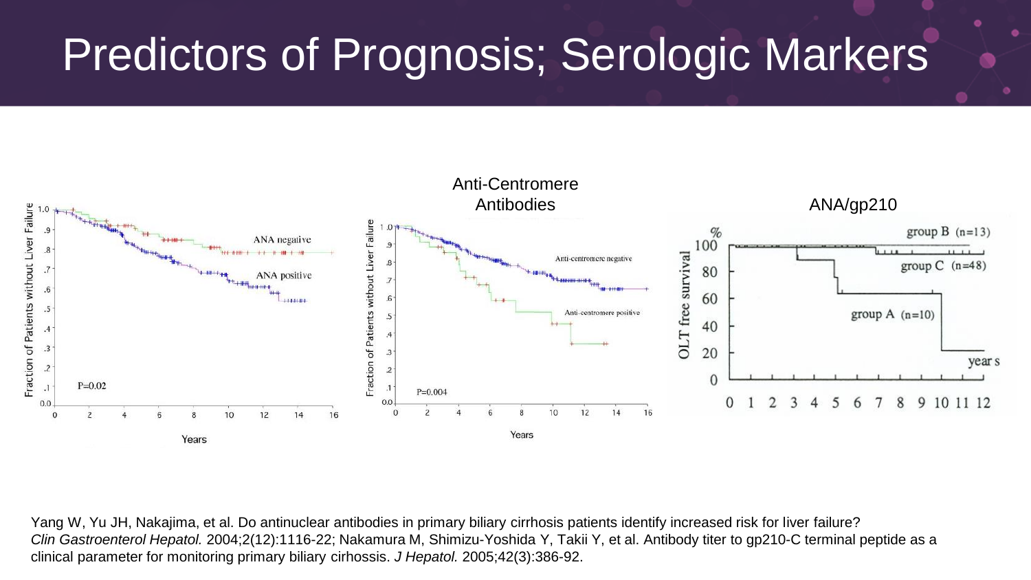# Predictors of Prognosis; Serologic Markers

Fraction of Patients without Liver Failure

1.0
.9
.8
.7
.6
.5
.4
.3
.2
.1
0.0

ANA negative

ANA positive

P=0.02

0 2 4 6 8 10 12 14 16

Years

Anti-Centromere Antibodies

Fraction of Patients without Liver Failure

1.0
.9
.8
.7
.6
.5
.4
.3
.2
.1
0.0

Anti-centromere negative

Anti-centromere positive

P=0.004

0 2 4 6 8 10 12 14 16

Years

ANA/gp210

%

OLT free survival

100
80
60
40
20
0

group B (n=13)

group C (n=48)

group A (n=10)

years

0 1 2 3 4 5 6 7 8 9 10 11 12

Yang W, Yu JH, Nakajima, et al. Do antinuclear antibodies in primary biliary cirrhosis patients identify increased risk for liver failure? *Clin Gastroenterol Hepatol.* 2004;2(12):1116-22; Nakamura M, Shimizu-Yoshida Y, Takii Y, et al. Antibody titer to gp210-C terminal peptide as a clinical parameter for monitoring primary biliary cirhossis. *J Hepatol.* 2005;42(3):386-92.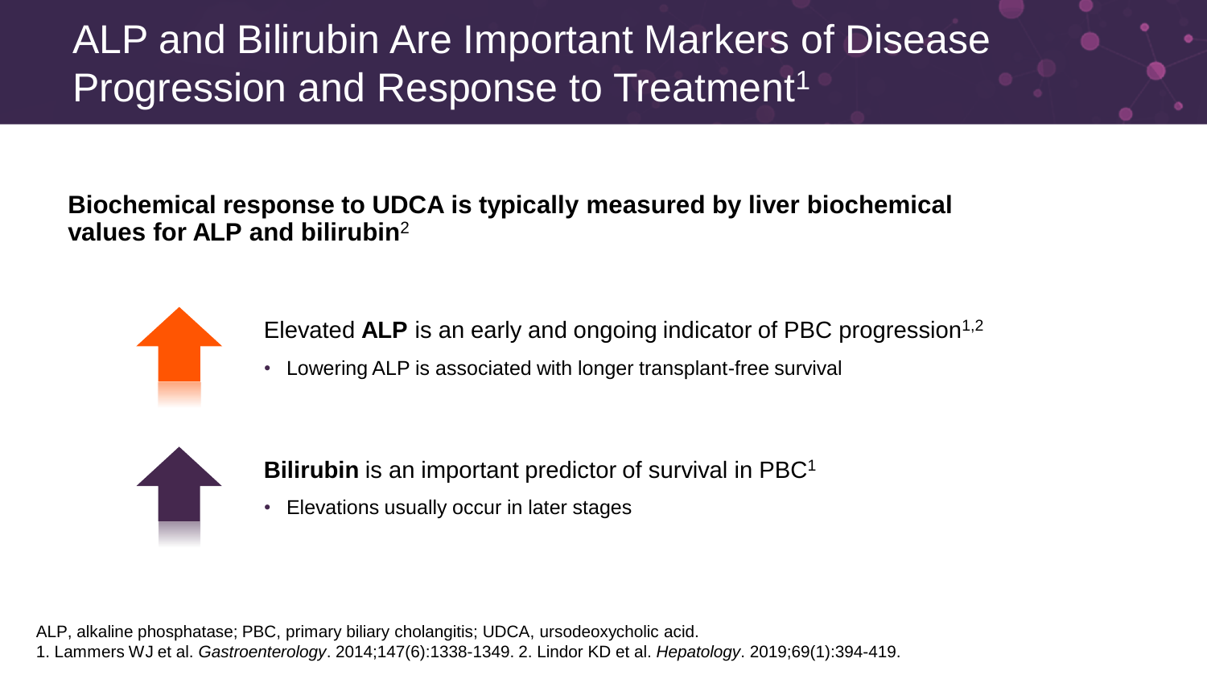# ALP and Bilirubin Are Important Markers of Disease Progression and Response to Treatment[1]

**Biochemical response to UDCA is typically measured by liver biochemical values for ALP and bilirubin**[2]

Elevated **ALP** is an early and ongoing indicator of PBC progression[1,2]

- Lowering ALP is associated with longer transplant-free survival

**Bilirubin** is an important predictor of survival in PBC[1]

- Elevations usually occur in later stages

ALP, alkaline phosphatase; PBC, primary biliary cholangitis; UDCA, ursodeoxycholic acid.

1. Lammers WJ et al. *Gastroenterology*. 2014;147(6):1338-1349. 2. Lindor KD et al. *Hepatology*. 2019;69(1):394-419.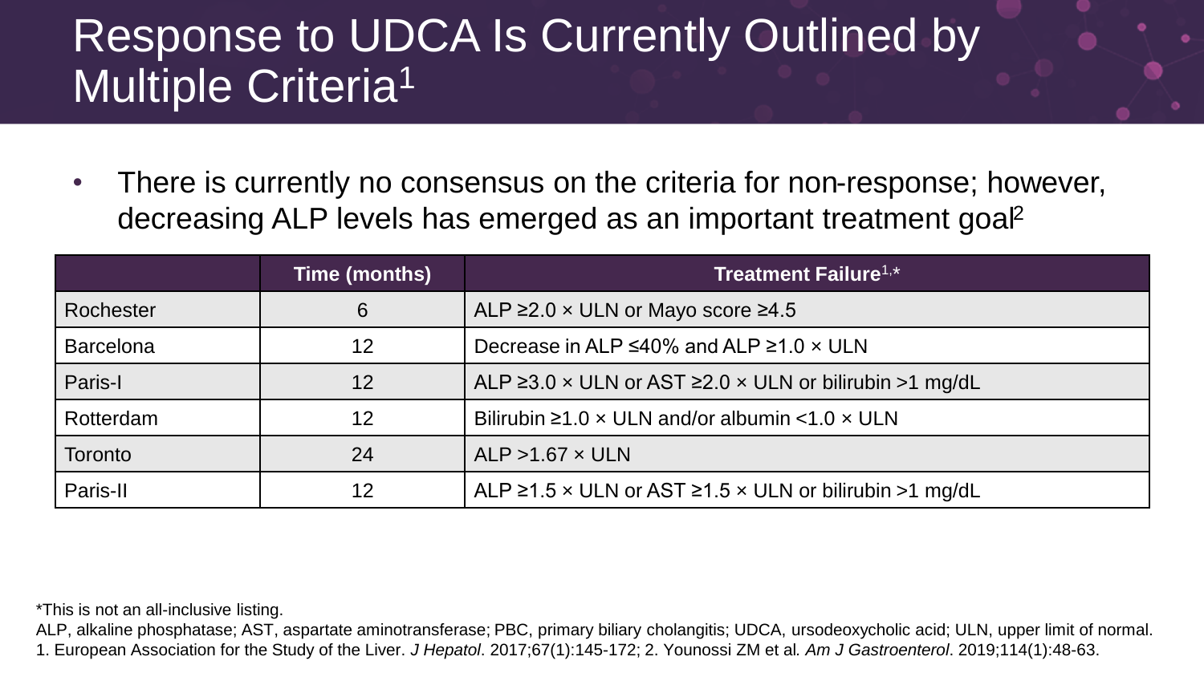# Response to UDCA Is Currently Outlined by Multiple Criteria[1]

- There is currently no consensus on the criteria for non-response; however, decreasing ALP levels has emerged as an important treatment goal[2]

| | Time (months) | Treatment Failure[1,*] |
|---|---|---|
| Rochester | 6 | ALP ≥2.0 × ULN or Mayo score ≥4.5 |
| Barcelona | 12 | Decrease in ALP ≤40% and ALP ≥1.0 × ULN |
| Paris-I | 12 | ALP ≥3.0 × ULN or AST ≥2.0 × ULN or bilirubin >1 mg/dL |
| Rotterdam | 12 | Bilirubin ≥1.0 × ULN and/or albumin <1.0 × ULN |
| Toronto | 24 | ALP >1.67 × ULN |
| Paris-II | 12 | ALP ≥1.5 × ULN or AST ≥1.5 × ULN or bilirubin >1 mg/dL |

*This is not an all-inclusive listing.

ALP, alkaline phosphatase; AST, aspartate aminotransferase; PBC, primary biliary cholangitis; UDCA, ursodeoxycholic acid; ULN, upper limit of normal.

1. European Association for the Study of the Liver. *J Hepatol*. 2017;67(1):145-172; 2. Younossi ZM et al. *Am J Gastroenterol*. 2019;114(1):48-63.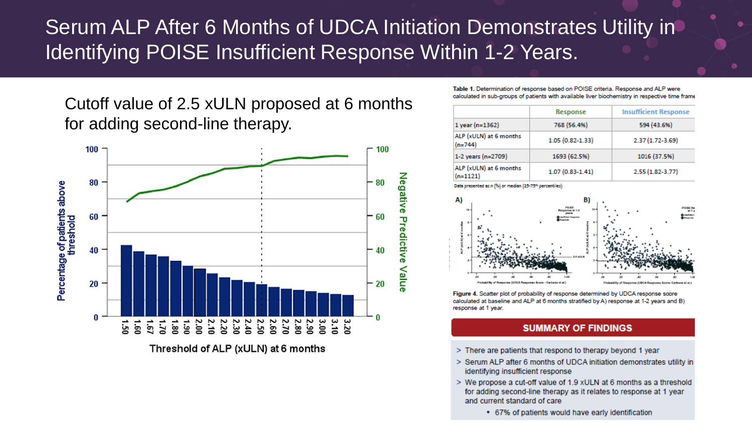# Serum ALP After 6 Months of UDCA Initiation Demonstrates Utility in Identifying POISE Insufficient Response Within 1-2 Years.

Cutoff value of 2.5 xULN proposed at 6 months for adding second-line therapy.

Percentage of patients above threshold

Negative Predictive Value

Threshold of ALP (xULN) at 6 months

1.50 1.60 1.67 1.70 1.80 1.90 2.00 2.10 2.20 2.30 2.40 2.50 2.60 2.70 2.80 2.90 3.00 3.10 3.20

0 20 40 60 80 100

**Table 1.** Determination of response based on POISE criteria. Response and ALP were calculated in sub-groups of patients with available liver biochemistry in respective time frame

| | Response | Insufficient Response |
|---|---|---|
| 1 year (n=1362) | 768 (56.4%) | 594 (43.6%) |
| ALP (xULN) at 6 months (n=744) | 1.05 (0.82-1.33) | 2.37 (1.72-3.69) |
| 1-2 years (n=2709) | 1693 (62.5%) | 1016 (37.5%) |
| ALP (xULN) at 6 months (n=1121) | 1.07 (0.83-1.41) | 2.55 (1.82-3.77) |

Data presented as n (%) or median (25-75th percentiles)

A) B)

**Figure 4.** Scatter plot of probability of response determined by UDCA response score calculated at baseline and ALP at 6 months stratified by A) response at 1-2 years and B) response at 1 year.

## SUMMARY OF FINDINGS

- There are patients that respond to therapy beyond 1 year
- Serum ALP after 6 months of UDCA initiation demonstrates utility in identifying insufficient response
- We propose a cut-off value of 1.9 xULN at 6 months as a threshold for adding second-line therapy as it relates to response at 1 year and current standard of care
  - 67% of patients would have early identification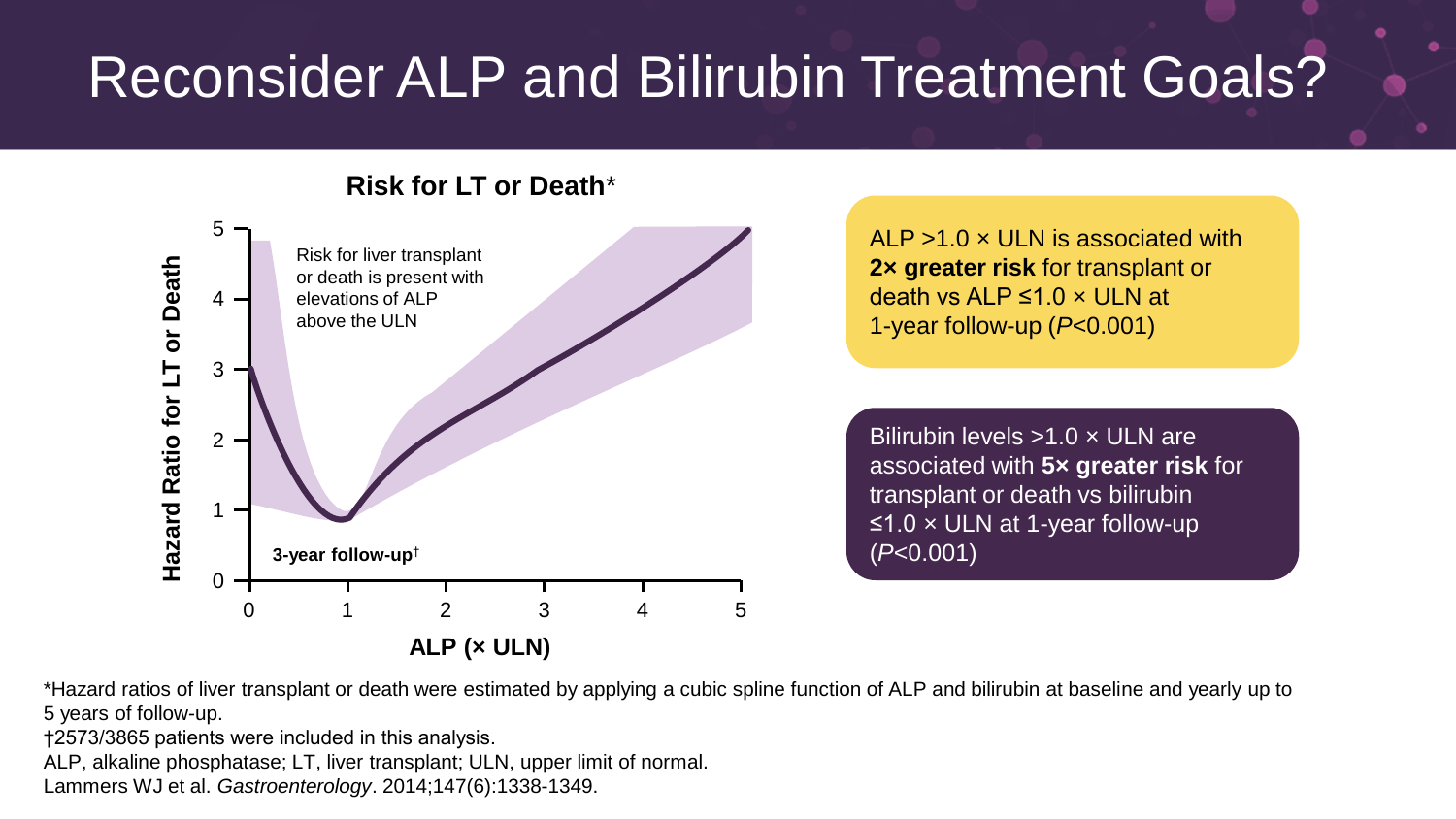# Reconsider ALP and Bilirubin Treatment Goals?

**Risk for LT or Death***

Hazard Ratio for LT or Death

0
1
2
3
4
5

ALP (× ULN)

0
1
2
3
4
5

Risk for liver transplant or death is present with elevations of ALP above the ULN

**3-year follow-up†**

ALP >1.0 × ULN is associated with **2× greater risk** for transplant or death vs ALP ≤1.0 × ULN at 1-year follow-up (*P*<0.001)

Bilirubin levels >1.0 × ULN are associated with **5× greater risk** for transplant or death vs bilirubin ≤1.0 × ULN at 1-year follow-up (*P*<0.001)

*Hazard ratios of liver transplant or death were estimated by applying a cubic spline function of ALP and bilirubin at baseline and yearly up to 5 years of follow-up.

†2573/3865 patients were included in this analysis.

ALP, alkaline phosphatase; LT, liver transplant; ULN, upper limit of normal.

Lammers WJ et al. *Gastroenterology*. 2014;147(6):1338-1349.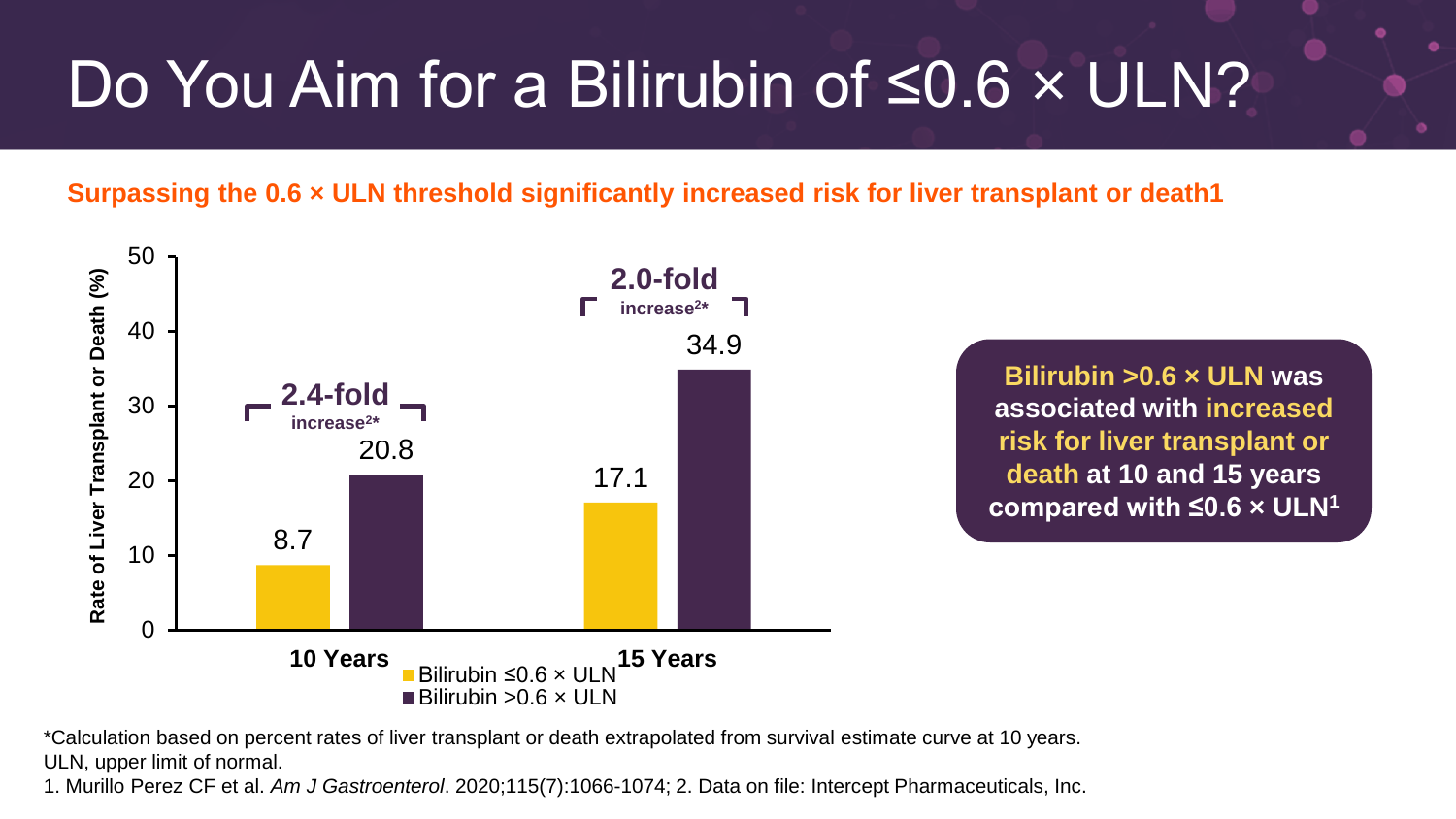# Do You Aim for a Bilirubin of ≤0.6 × ULN?

**Surpassing the 0.6 × ULN threshold significantly increased risk for liver transplant or death1**

Rate of Liver Transplant or Death (%)

50
40
30
20
10
0

**2.4-fold** increase[2*]

8.7
20.8

**2.0-fold** increase[2*]

17.1
34.9

**10 Years**
**15 Years**

Bilirubin ≤0.6 × ULN
Bilirubin >0.6 × ULN

**Bilirubin >0.6 × ULN was associated with increased risk for liver transplant or death at 10 and 15 years compared with ≤0.6 × ULN[1]**

*Calculation based on percent rates of liver transplant or death extrapolated from survival estimate curve at 10 years.
ULN, upper limit of normal.
1. Murillo Perez CF et al. *Am J Gastroenterol*. 2020;115(7):1066-1074; 2. Data on file: Intercept Pharmaceuticals, Inc.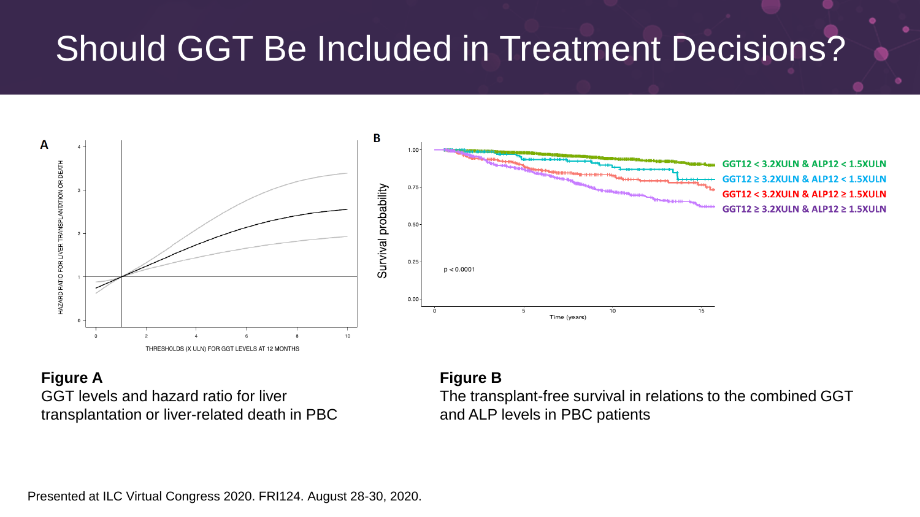# Should GGT Be Included in Treatment Decisions?

A

HAZARD RATIO FOR LIVER TRANSPLANTATION OR DEATH

4
3
2
1
0

0 2 4 6 8 10

THRESHOLDS (X ULN) FOR GGT LEVELS AT 12 MONTHS

B

Survival probability

1.00
0.75
0.50
0.25
0.00

$p < 0.0001$

0 5 10 15

Time (years)

GGT12 < 3.2XULN & ALP12 < 1.5XULN

GGT12 ≥ 3.2XULN & ALP12 < 1.5XULN

GGT12 < 3.2XULN & ALP12 ≥ 1.5XULN

GGT12 ≥ 3.2XULN & ALP12 ≥ 1.5XULN

**Figure A**
GGT levels and hazard ratio for liver transplantation or liver-related death in PBC

**Figure B**
The transplant-free survival in relations to the combined GGT and ALP levels in PBC patients

Presented at ILC Virtual Congress 2020. FRI124. August 28-30, 2020.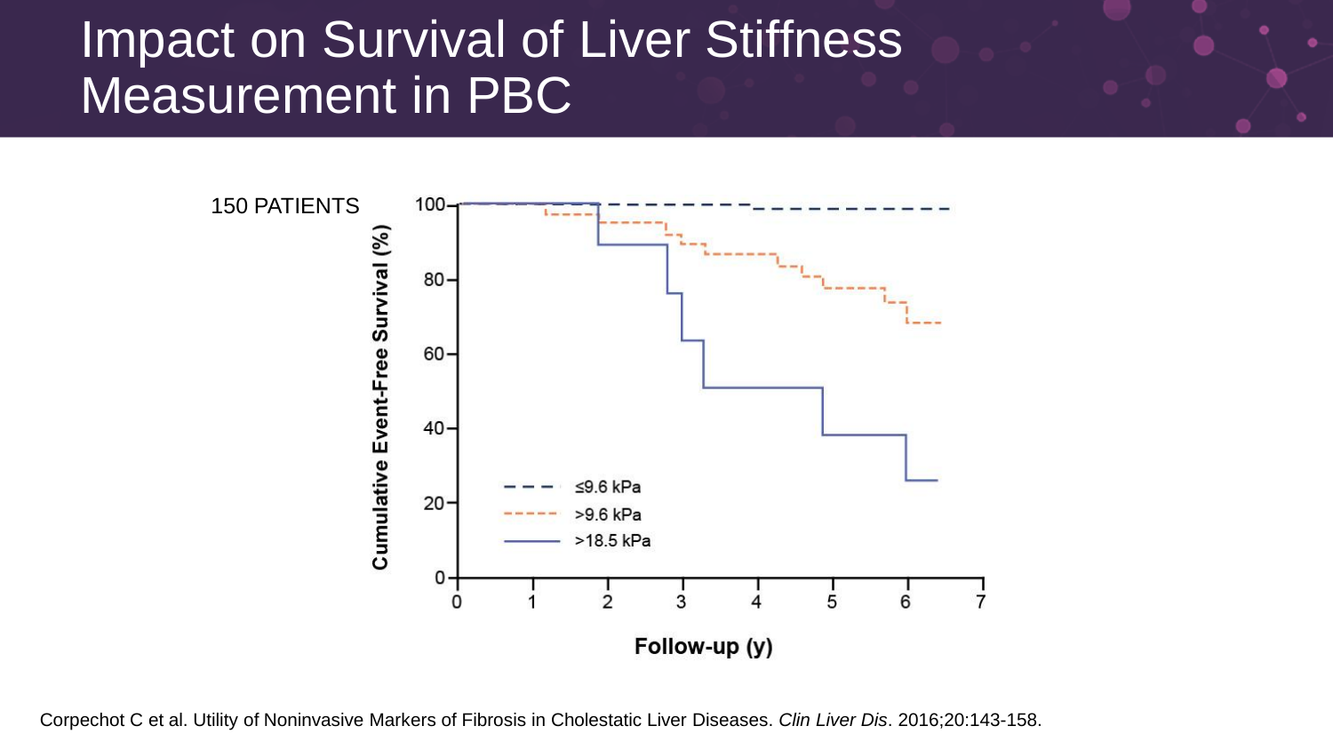# Impact on Survival of Liver Stiffness Measurement in PBC

150 PATIENTS

Cumulative Event-Free Survival (%)

- - - ≤9.6 kPa
- - - >9.6 kPa
—— >18.5 kPa

Follow-up (y)

Corpechot C et al. Utility of Noninvasive Markers of Fibrosis in Cholestatic Liver Diseases. *Clin Liver Dis*. 2016;20:143-158.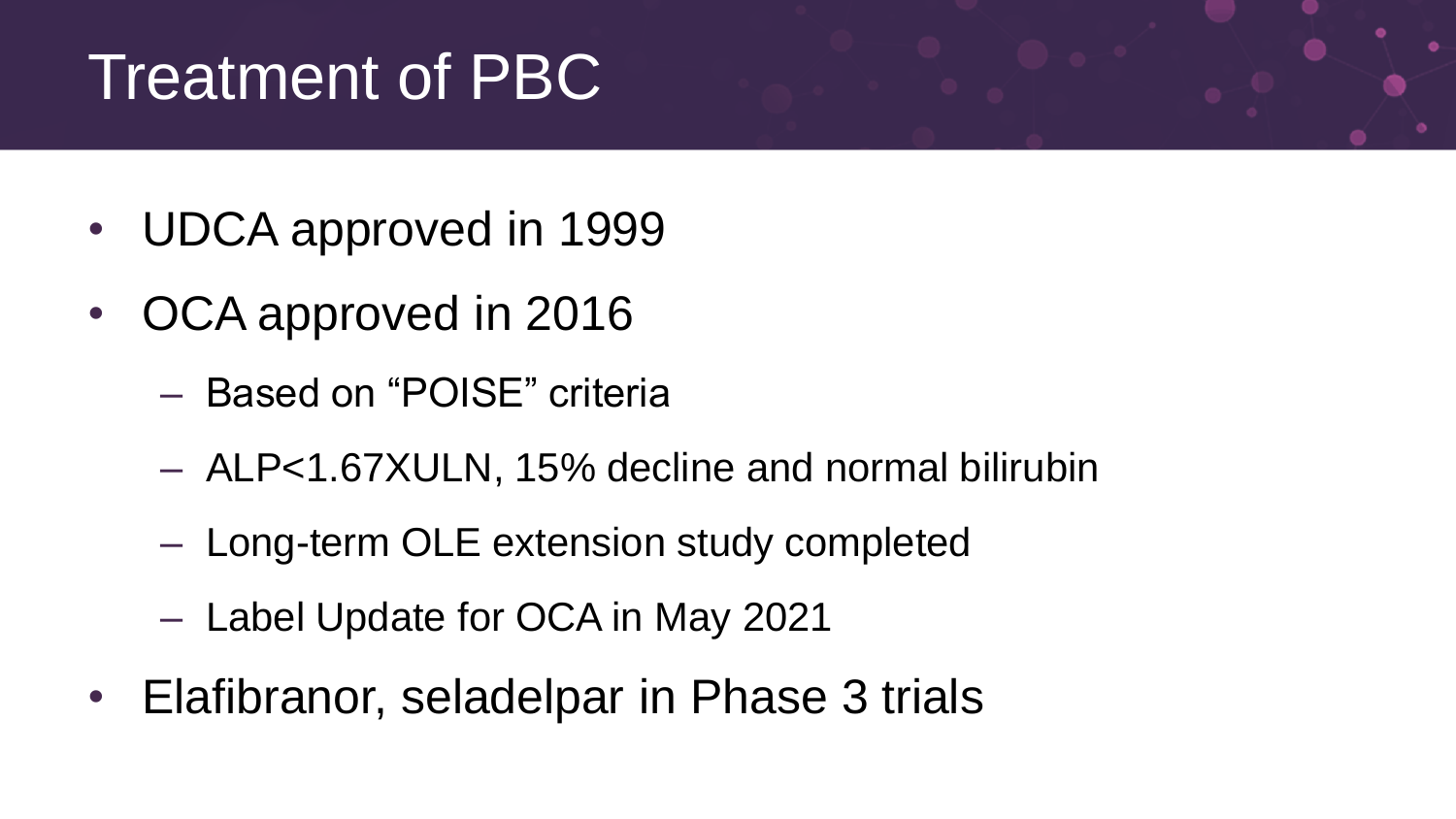# Treatment of PBC

- UDCA approved in 1999
- OCA approved in 2016
  - Based on "POISE" criteria
  - ALP<1.67XULN, 15% decline and normal bilirubin
  - Long-term OLE extension study completed
  - Label Update for OCA in May 2021
- Elafibranor, seladelpar in Phase 3 trials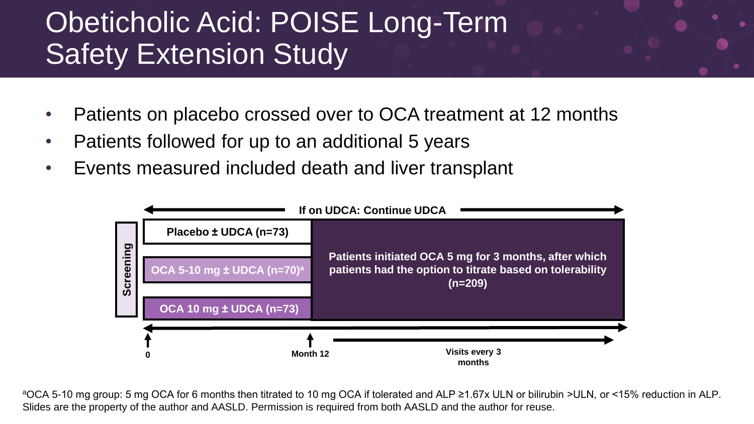# Obeticholic Acid: POISE Long-Term Safety Extension Study

- Patients on placebo crossed over to OCA treatment at 12 months
- Patients followed for up to an additional 5 years
- Events measured included death and liver transplant

If on UDCA: Continue UDCA

Screening

Placebo ± UDCA (n=73)

OCA 5-10 mg ± UDCA (n=70)[a]

OCA 10 mg ± UDCA (n=73)

Patients initiated OCA 5 mg for 3 months, after which patients had the option to titrate based on tolerability (n=209)

0

Month 12

Visits every 3 months

[a]OCA 5-10 mg group: 5 mg OCA for 6 months then titrated to 10 mg OCA if tolerated and ALP ≥1.67x ULN or bilirubin >ULN, or <15% reduction in ALP.

Slides are the property of the author and AASLD. Permission is required from both AASLD and the author for reuse.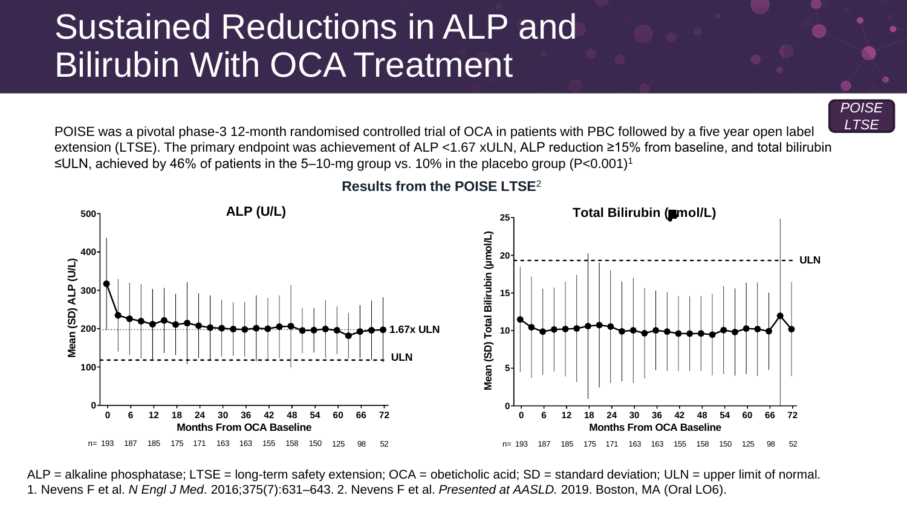# Sustained Reductions in ALP and Bilirubin With OCA Treatment

*POISE LTSE*

POISE was a pivotal phase-3 12-month randomised controlled trial of OCA in patients with PBC followed by a five year open label extension (LTSE). The primary endpoint was achievement of ALP <1.67 xULN, ALP reduction ≥15% from baseline, and total bilirubin ≤ULN, achieved by 46% of patients in the 5–10-mg group vs. 10% in the placebo group (P<0.001)[1]

## Results from the POISE LTSE[2]

**ALP (U/L)**

Mean (SD) ALP (U/L)

0, 100, 200, 300, 400, 500

1.67x ULN

ULN

Months From OCA Baseline

0, 6, 12, 18, 24, 30, 36, 42, 48, 54, 60, 66, 72

n= 193, 187, 185, 175, 171, 163, 163, 155, 158, 150, 125, 98, 52

**Total Bilirubin (µmol/L)**

Mean (SD) Total Bilirubin (µmol/L)

0, 5, 10, 15, 20, 25

ULN

Months From OCA Baseline

0, 6, 12, 18, 24, 30, 36, 42, 48, 54, 60, 66, 72

n= 193, 187, 185, 175, 171, 163, 163, 155, 158, 150, 125, 98, 52

ALP = alkaline phosphatase; LTSE = long-term safety extension; OCA = obeticholic acid; SD = standard deviation; ULN = upper limit of normal.
1. Nevens F et al. *N Engl J Med*. 2016;375(7):631–643. 2. Nevens F et al. *Presented at AASLD.* 2019. Boston, MA (Oral LO6).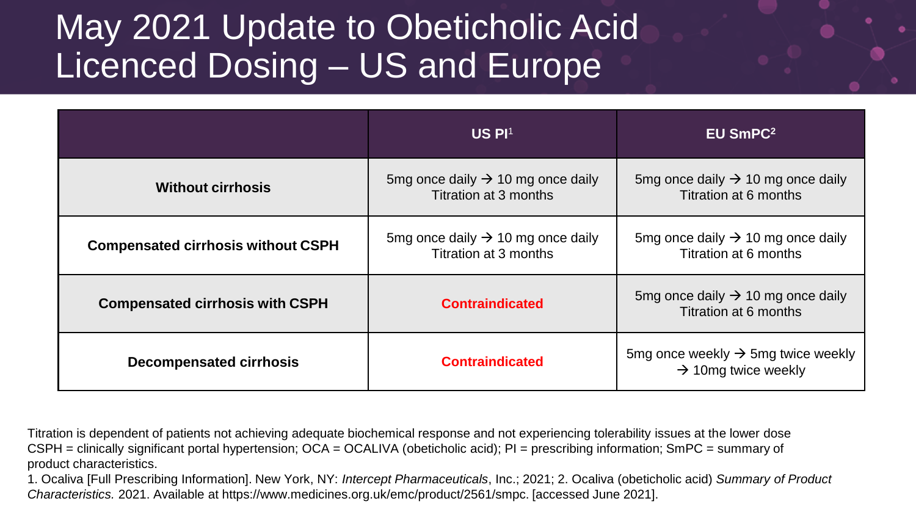# May 2021 Update to Obeticholic Acid Licenced Dosing – US and Europe

| | US PI[1] | EU SmPC[2] |
|---|---|---|
| **Without cirrhosis** | 5mg once daily → 10 mg once daily<br>Titration at 3 months | 5mg once daily → 10 mg once daily<br>Titration at 6 months |
| **Compensated cirrhosis without CSPH** | 5mg once daily → 10 mg once daily<br>Titration at 3 months | 5mg once daily → 10 mg once daily<br>Titration at 6 months |
| **Compensated cirrhosis with CSPH** | **Contraindicated** | 5mg once daily → 10 mg once daily<br>Titration at 6 months |
| **Decompensated cirrhosis** | **Contraindicated** | 5mg once weekly → 5mg twice weekly<br>→ 10mg twice weekly |

Titration is dependent of patients not achieving adequate biochemical response and not experiencing tolerability issues at the lower dose
CSPH = clinically significant portal hypertension; OCA = OCALIVA (obeticholic acid); PI = prescribing information; SmPC = summary of product characteristics.

1. Ocaliva [Full Prescribing Information]. New York, NY: *Intercept Pharmaceuticals*, Inc.; 2021; 2. Ocaliva (obeticholic acid) *Summary of Product Characteristics.* 2021. Available at https://www.medicines.org.uk/emc/product/2561/smpc. [accessed June 2021].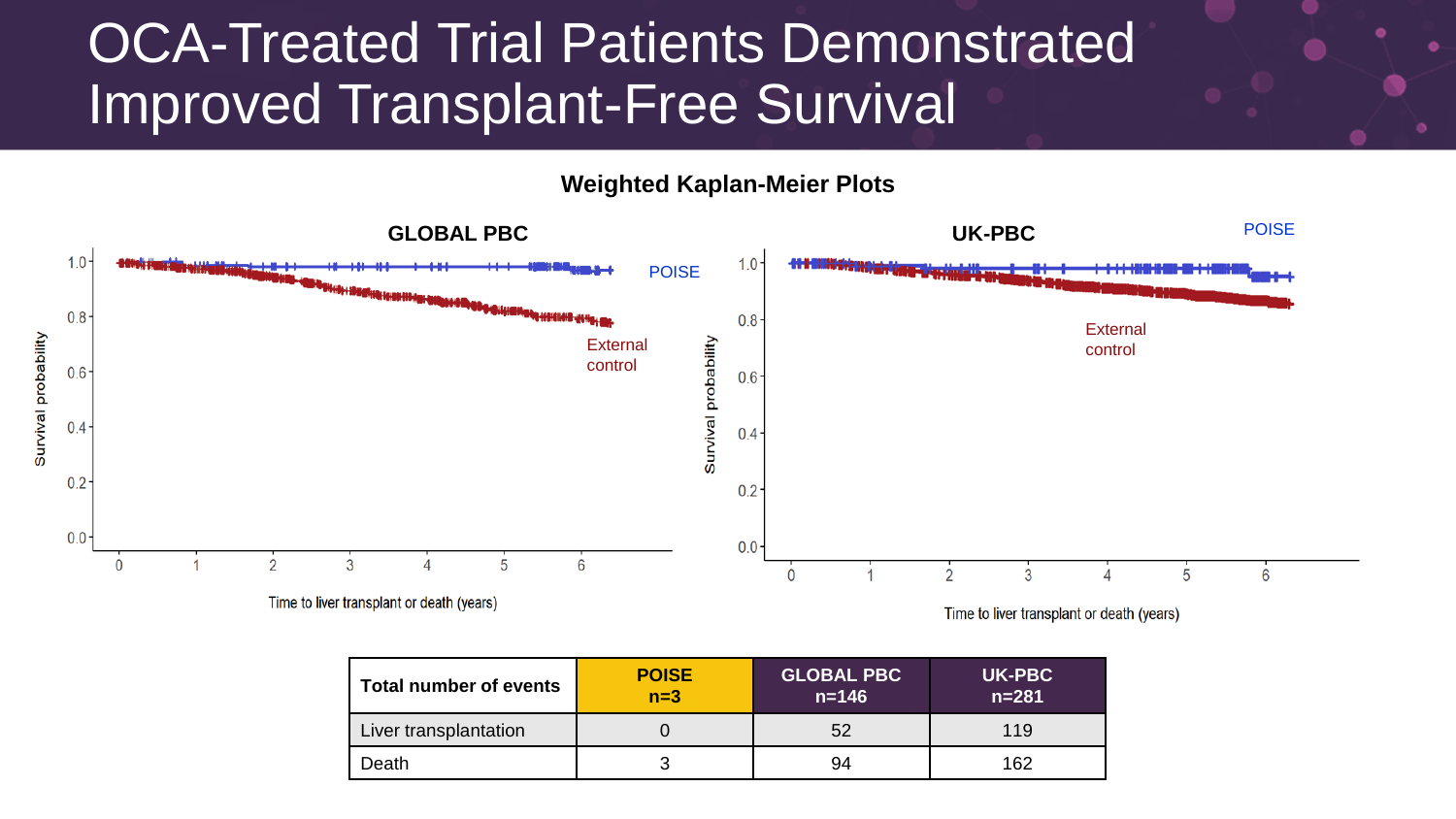# OCA-Treated Trial Patients Demonstrated Improved Transplant-Free Survival

**Weighted Kaplan-Meier Plots**

**GLOBAL PBC**

Survival probability

1.0
0.8
0.6
0.4
0.2
0.0

0 1 2 3 4 5 6

Time to liver transplant or death (years)

POISE

External control

**UK-PBC**

Survival probability

1.0
0.8
0.6
0.4
0.2
0.0

0 1 2 3 4 5 6

Time to liver transplant or death (years)

POISE

External control

| Total number of events | POISE n=3 | GLOBAL PBC n=146 | UK-PBC n=281 |
|---|---|---|---|
| Liver transplantation | 0 | 52 | 119 |
| Death | 3 | 94 | 162 |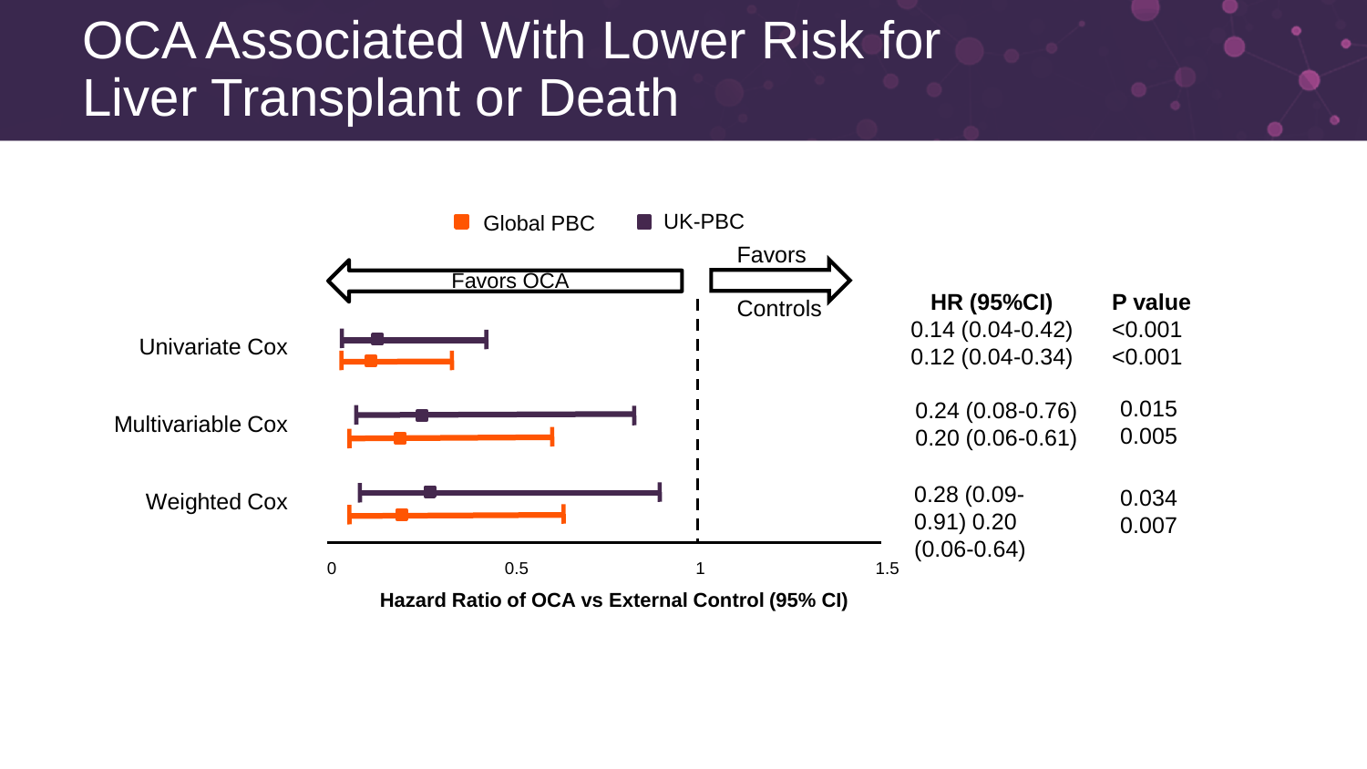# OCA Associated With Lower Risk for Liver Transplant or Death

Global PBC

UK-PBC

Favors OCA

Favors Controls

Univariate Cox

Multivariable Cox

Weighted Cox

0

0.5

1

1.5

Hazard Ratio of OCA vs External Control (95% CI)

| HR (95%CI) | P value |
|---|---|
| 0.14 (0.04-0.42) | <0.001 |
| 0.12 (0.04-0.34) | <0.001 |
| 0.24 (0.08-0.76) | 0.015 |
| 0.20 (0.06-0.61) | 0.005 |
| 0.28 (0.09-0.91) | 0.034 |
| 0.20 (0.06-0.64) | 0.007 |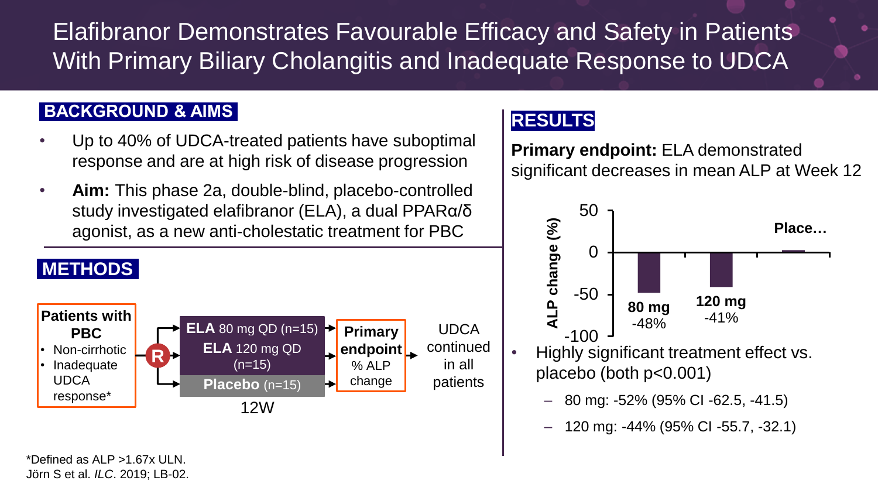# Elafibranor Demonstrates Favourable Efficacy and Safety in Patients With Primary Biliary Cholangitis and Inadequate Response to UDCA

## BACKGROUND & AIMS

- Up to 40% of UDCA-treated patients have suboptimal response and are at high risk of disease progression
- **Aim:** This phase 2a, double-blind, placebo-controlled study investigated elafibranor (ELA), a dual PPARα/δ agonist, as a new anti-cholestatic treatment for PBC

## METHODS

**Patients with PBC**
- Non-cirrhotic
- Inadequate UDCA response*

R

**ELA** 80 mg QD (n=15)
**ELA** 120 mg QD (n=15)
**Placebo** (n=15)

12W

**Primary endpoint** % ALP change

UDCA continued in all patients

## RESULTS

**Primary endpoint:** ELA demonstrated significant decreases in mean ALP at Week 12

ALP change (%)
50
0
-50
-100
**80 mg** -48%
**120 mg** -41%
**Place…**

- Highly significant treatment effect vs. placebo (both p<0.001)
  - 80 mg: -52% (95% CI -62.5, -41.5)
  - 120 mg: -44% (95% CI -55.7, -32.1)

*Defined as ALP >1.67x ULN.
Jörn S et al. *ILC*. 2019; LB-02.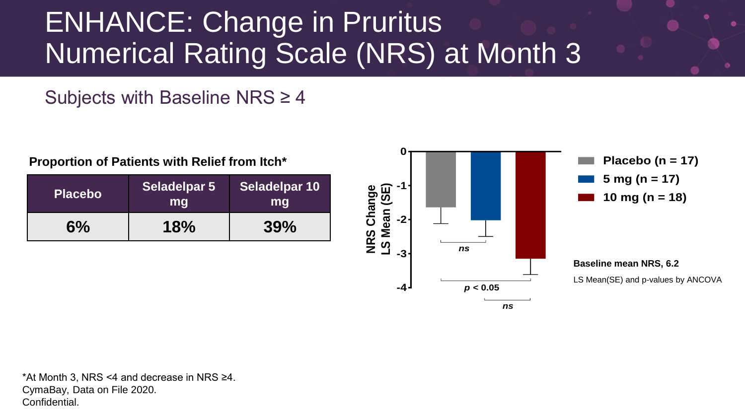# ENHANCE: Change in Pruritus Numerical Rating Scale (NRS) at Month 3

## Subjects with Baseline NRS ≥ 4

**Proportion of Patients with Relief from Itch***

| Placebo | Seladelpar 5 mg | Seladelpar 10 mg |
|---|---|---|
| 6% | 18% | 39% |

NRS Change LS Mean (SE)

0

-1

-2

-3

-4

*ns*

$p < 0.05$

*ns*

Placebo (n = 17)

5 mg (n = 17)

10 mg (n = 18)

**Baseline mean NRS, 6.2**

LS Mean(SE) and p-values by ANCOVA

*At Month 3, NRS <4 and decrease in NRS ≥4.
CymaBay, Data on File 2020.
Confidential.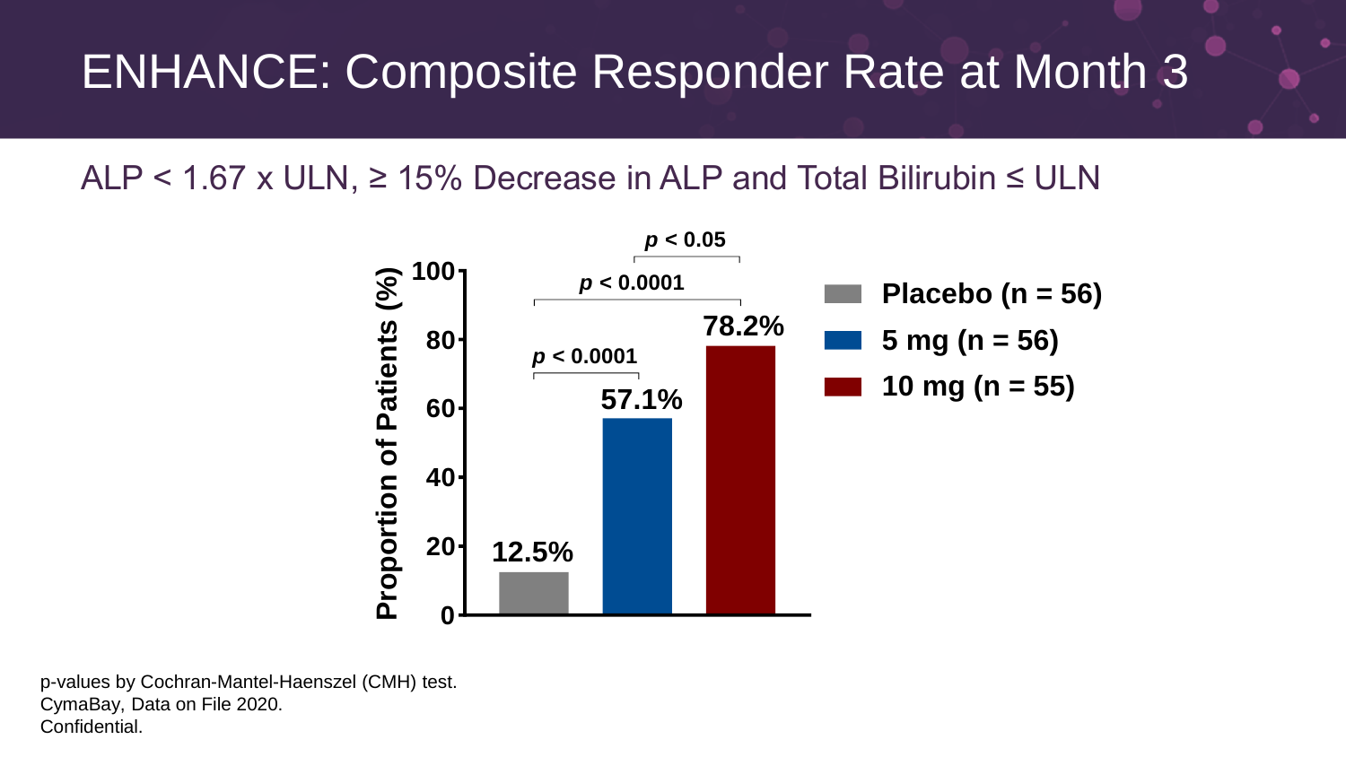# ENHANCE: Composite Responder Rate at Month 3

## ALP < 1.67 x ULN, ≥ 15% Decrease in ALP and Total Bilirubin ≤ ULN

$p < 0.05$

$p < 0.0001$

$p < 0.0001$

Proportion of Patients (%)

100
80
60
40
20
0

12.5%
57.1%
78.2%

Placebo (n = 56)
5 mg (n = 56)
10 mg (n = 55)

p-values by Cochran-Mantel-Haenszel (CMH) test.
CymaBay, Data on File 2020.
Confidential.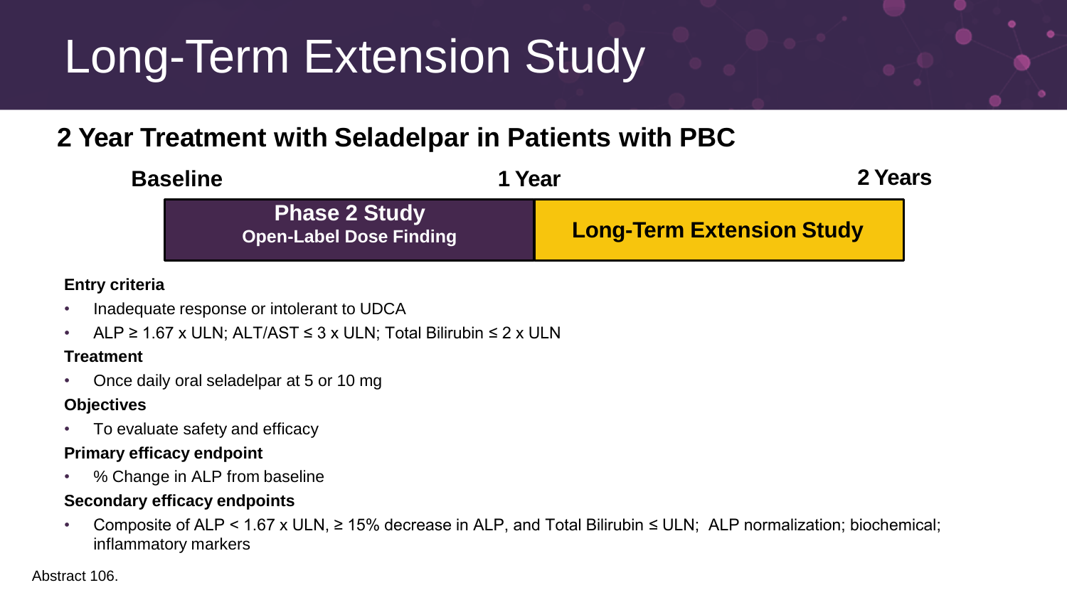# Long-Term Extension Study

## 2 Year Treatment with Seladelpar in Patients with PBC

Baseline | 1 Year | 2 Years

**Phase 2 Study**
**Open-Label Dose Finding**

**Long-Term Extension Study**

**Entry criteria**

- Inadequate response or intolerant to UDCA
- ALP ≥ 1.67 x ULN; ALT/AST ≤ 3 x ULN; Total Bilirubin ≤ 2 x ULN

**Treatment**

- Once daily oral seladelpar at 5 or 10 mg

**Objectives**

- To evaluate safety and efficacy

**Primary efficacy endpoint**

- % Change in ALP from baseline

**Secondary efficacy endpoints**

- Composite of ALP < 1.67 x ULN, ≥ 15% decrease in ALP, and Total Bilirubin ≤ ULN; ALP normalization; biochemical; inflammatory markers

Abstract 106.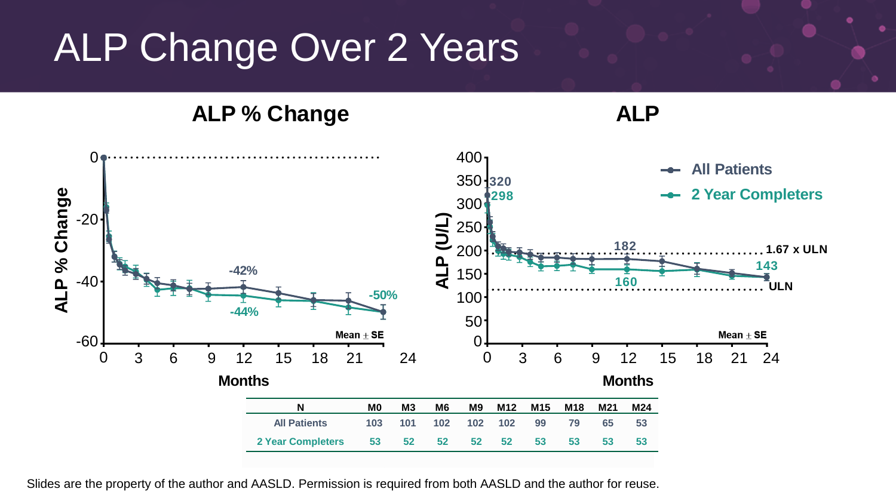# ALP Change Over 2 Years

## ALP % Change

ALP % Change

0

-20

-40

-60

-42%

-44%

-50%

Mean ± SE

0 3 6 9 12 15 18 21 24

Months

## ALP

ALP (U/L)

400

350

300

250

200

150

100

50

0

320

298

182

160

143

1.67 x ULN

ULN

All Patients

2 Year Completers

Mean ± SE

0 3 6 9 12 15 18 21 24

Months

| N | M0 | M3 | M6 | M9 | M12 | M15 | M18 | M21 | M24 |
|---|---|---|---|---|---|---|---|---|---|
| All Patients | 103 | 101 | 102 | 102 | 102 | 99 | 79 | 65 | 53 |
| 2 Year Completers | 53 | 52 | 52 | 52 | 52 | 53 | 53 | 53 | 53 |

Slides are the property of the author and AASLD. Permission is required from both AASLD and the author for reuse.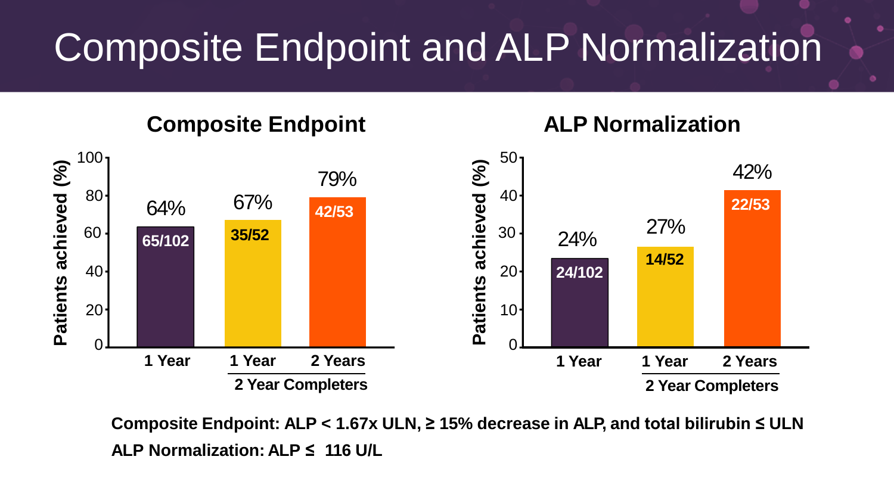# Composite Endpoint and ALP Normalization

## Composite Endpoint

Patients achieved (%)

100
80
60
40
20
0

64%
65/102

67%
35/52

79%
42/53

1 Year
1 Year
2 Years
2 Year Completers

## ALP Normalization

Patients achieved (%)

50
40
30
20
10
0

24%
24/102

27%
14/52

42%
22/53

1 Year
1 Year
2 Years
2 Year Completers

**Composite Endpoint: ALP < 1.67x ULN, ≥ 15% decrease in ALP, and total bilirubin ≤ ULN**

**ALP Normalization: ALP ≤ 116 U/L**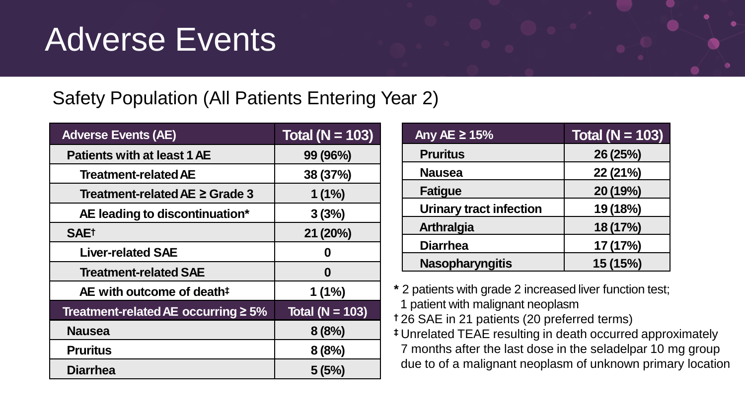# Adverse Events

## Safety Population (All Patients Entering Year 2)

| Adverse Events (AE) | Total (N = 103) |
|---|---|
| Patients with at least 1 AE | 99 (96%) |
| Treatment-related AE | 38 (37%) |
| Treatment-related AE ≥ Grade 3 | 1 (1%) |
| AE leading to discontinuation* | 3 (3%) |
| SAE† | 21 (20%) |
| Liver-related SAE | 0 |
| Treatment-related SAE | 0 |
| AE with outcome of death‡ | 1 (1%) |
| **Treatment-related AE occurring ≥ 5%** | **Total (N = 103)** |
| Nausea | 8 (8%) |
| Pruritus | 8 (8%) |
| Diarrhea | 5 (5%) |

| Any AE ≥ 15% | Total (N = 103) |
|---|---|
| Pruritus | 26 (25%) |
| Nausea | 22 (21%) |
| Fatigue | 20 (19%) |
| Urinary tract infection | 19 (18%) |
| Arthralgia | 18 (17%) |
| Diarrhea | 17 (17%) |
| Nasopharyngitis | 15 (15%) |

* 2 patients with grade 2 increased liver function test; 1 patient with malignant neoplasm

† 26 SAE in 21 patients (20 preferred terms)

‡ Unrelated TEAE resulting in death occurred approximately 7 months after the last dose in the seladelpar 10 mg group due to of a malignant neoplasm of unknown primary location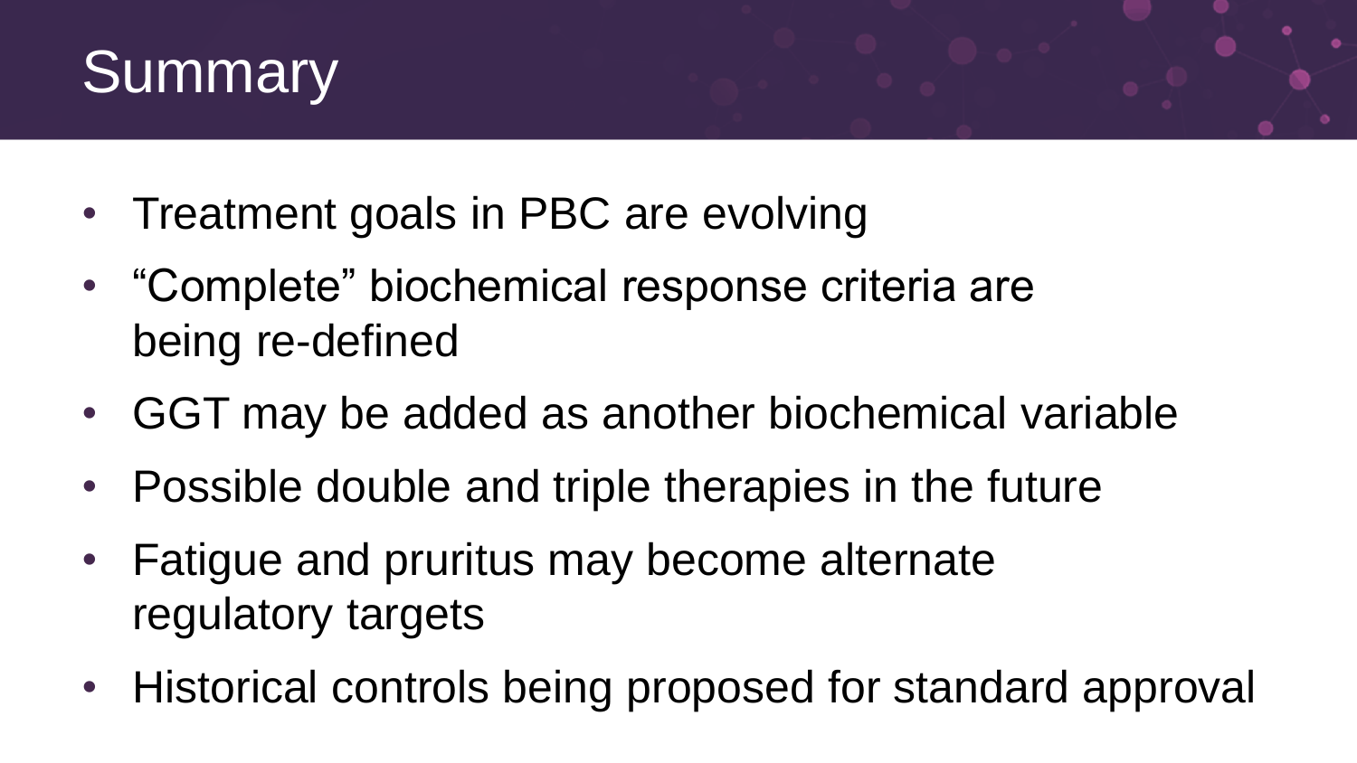# Summary

- Treatment goals in PBC are evolving
- "Complete" biochemical response criteria are being re-defined
- GGT may be added as another biochemical variable
- Possible double and triple therapies in the future
- Fatigue and pruritus may become alternate regulatory targets
- Historical controls being proposed for standard approval